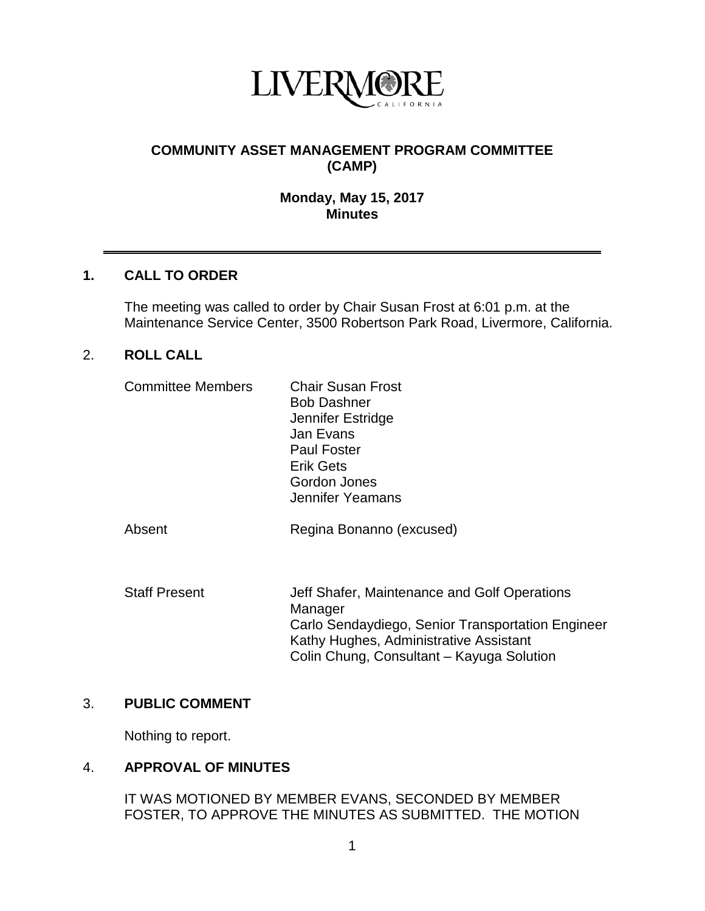LIVERMORE
CALIFORNIA

# COMMUNITY ASSET MANAGEMENT PROGRAM COMMITTEE (CAMP)

**Monday, May 15, 2017**
**Minutes**

---

## 1. CALL TO ORDER

The meeting was called to order by Chair Susan Frost at 6:01 p.m. at the Maintenance Service Center, 3500 Robertson Park Road, Livermore, California.

## 2. ROLL CALL

| | |
|---|---|
| Committee Members | Chair Susan Frost<br>Bob Dashner<br>Jennifer Estridge<br>Jan Evans<br>Paul Foster<br>Erik Gets<br>Gordon Jones<br>Jennifer Yeamans |
| Absent | Regina Bonanno (excused) |
| Staff Present | Jeff Shafer, Maintenance and Golf Operations Manager<br>Carlo Sendaydiego, Senior Transportation Engineer<br>Kathy Hughes, Administrative Assistant<br>Colin Chung, Consultant – Kayuga Solution |

## 3. PUBLIC COMMENT

Nothing to report.

## 4. APPROVAL OF MINUTES

IT WAS MOTIONED BY MEMBER EVANS, SECONDED BY MEMBER FOSTER, TO APPROVE THE MINUTES AS SUBMITTED. THE MOTION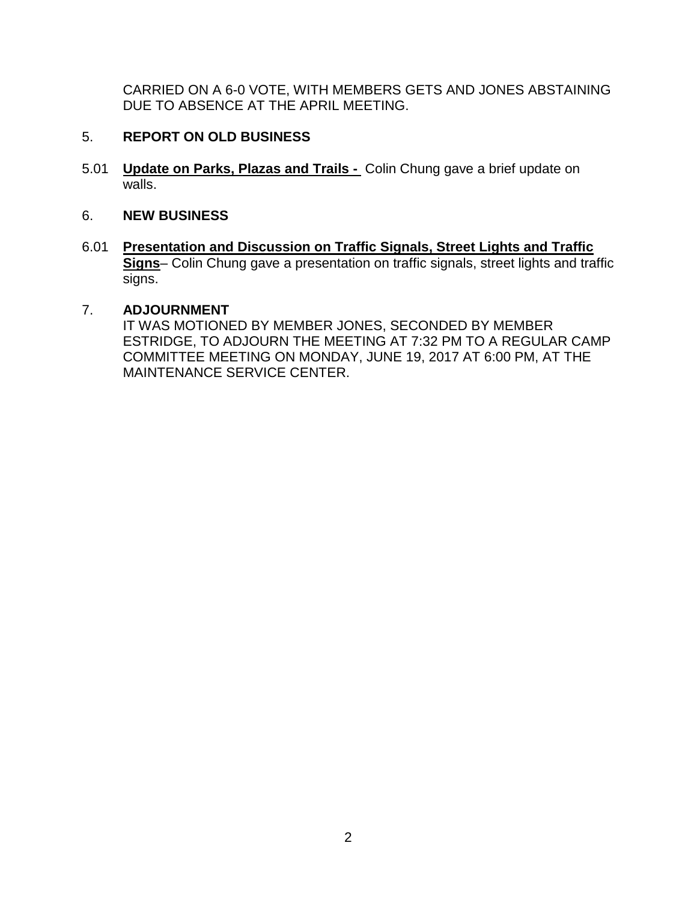CARRIED ON A 6-0 VOTE, WITH MEMBERS GETS AND JONES ABSTAINING DUE TO ABSENCE AT THE APRIL MEETING.

5. **REPORT ON OLD BUSINESS**

5.01 **Update on Parks, Plazas and Trails -** Colin Chung gave a brief update on walls.

6. **NEW BUSINESS**

6.01 **Presentation and Discussion on Traffic Signals, Street Lights and Traffic Signs**– Colin Chung gave a presentation on traffic signals, street lights and traffic signs.

7. **ADJOURNMENT**

IT WAS MOTIONED BY MEMBER JONES, SECONDED BY MEMBER ESTRIDGE, TO ADJOURN THE MEETING AT 7:32 PM TO A REGULAR CAMP COMMITTEE MEETING ON MONDAY, JUNE 19, 2017 AT 6:00 PM, AT THE MAINTENANCE SERVICE CENTER.